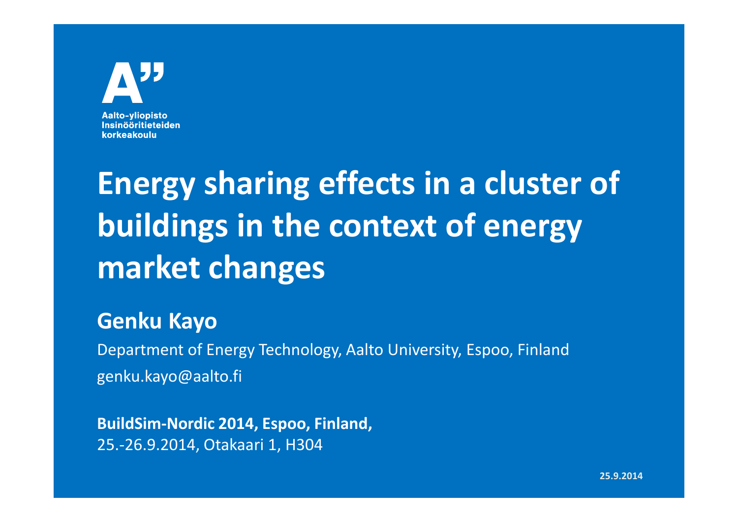Aalto-yliopisto
Insinööritieteiden
korkeakoulu

# Energy sharing effects in a cluster of buildings in the context of energy market changes

## Genku Kayo

Department of Energy Technology, Aalto University, Espoo, Finland

genku.kayo@aalto.fi

**BuildSim-Nordic 2014, Espoo, Finland,**
25.-26.9.2014, Otakaari 1, H304

**25.9.2014**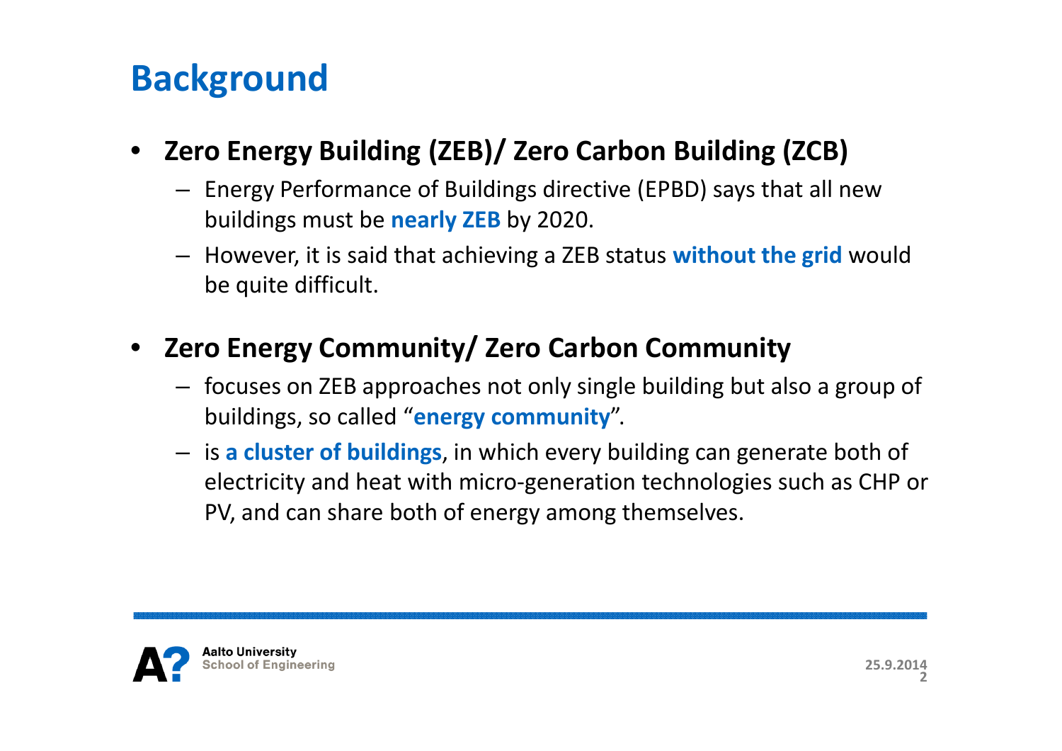# Background

- **Zero Energy Building (ZEB)/ Zero Carbon Building (ZCB)**
  - Energy Performance of Buildings directive (EPBD) says that all new buildings must be **nearly ZEB** by 2020.
  - However, it is said that achieving a ZEB status **without the grid** would be quite difficult.
- **Zero Energy Community/ Zero Carbon Community**
  - focuses on ZEB approaches not only single building but also a group of buildings, so called "**energy community**".
  - is **a cluster of buildings**, in which every building can generate both of electricity and heat with micro-generation technologies such as CHP or PV, and can share both of energy among themselves.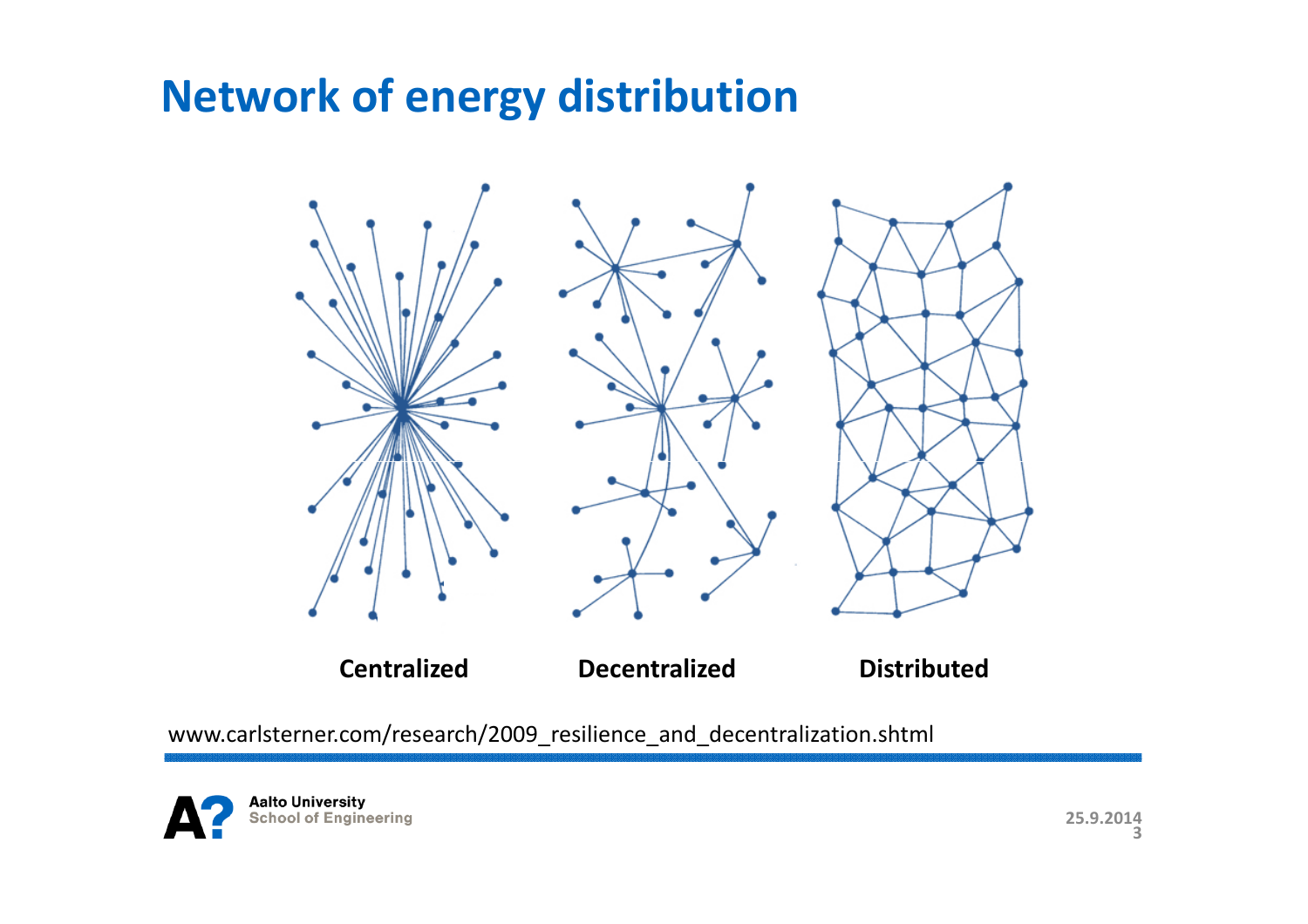# Network of energy distribution

Centralized

Decentralized

Distributed

www.carlsterner.com/research/2009_resilience_and_decentralization.shtml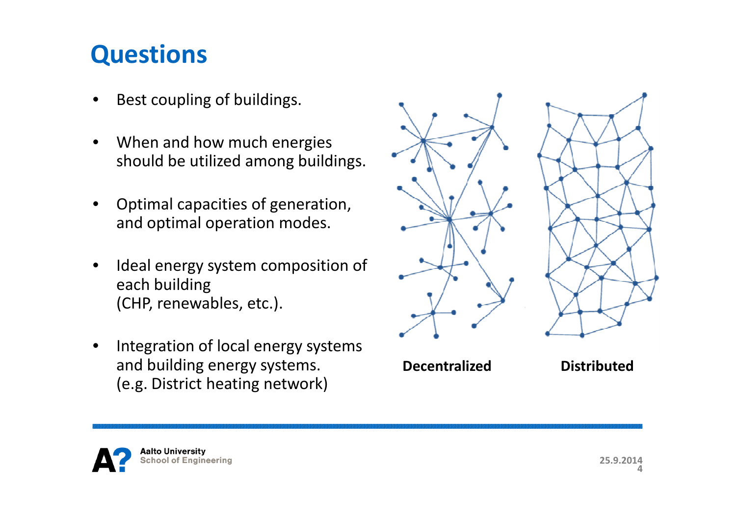# Questions

- Best coupling of buildings.
- When and how much energies should be utilized among buildings.
- Optimal capacities of generation, and optimal operation modes.
- Ideal energy system composition of each building (CHP, renewables, etc.).
- Integration of local energy systems and building energy systems. (e.g. District heating network)

**Decentralized** **Distributed**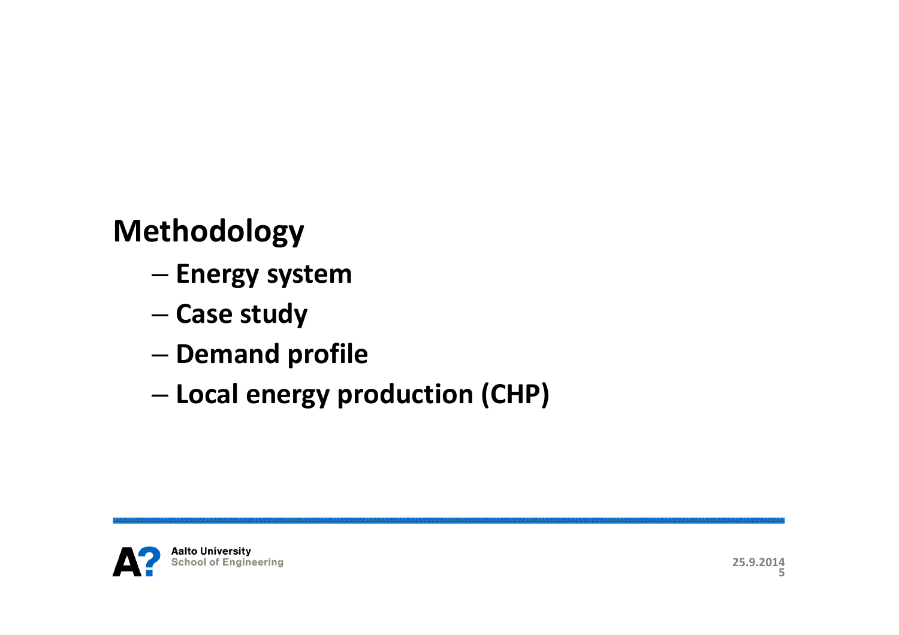# Methodology

- Energy system
- Case study
- Demand profile
- Local energy production (CHP)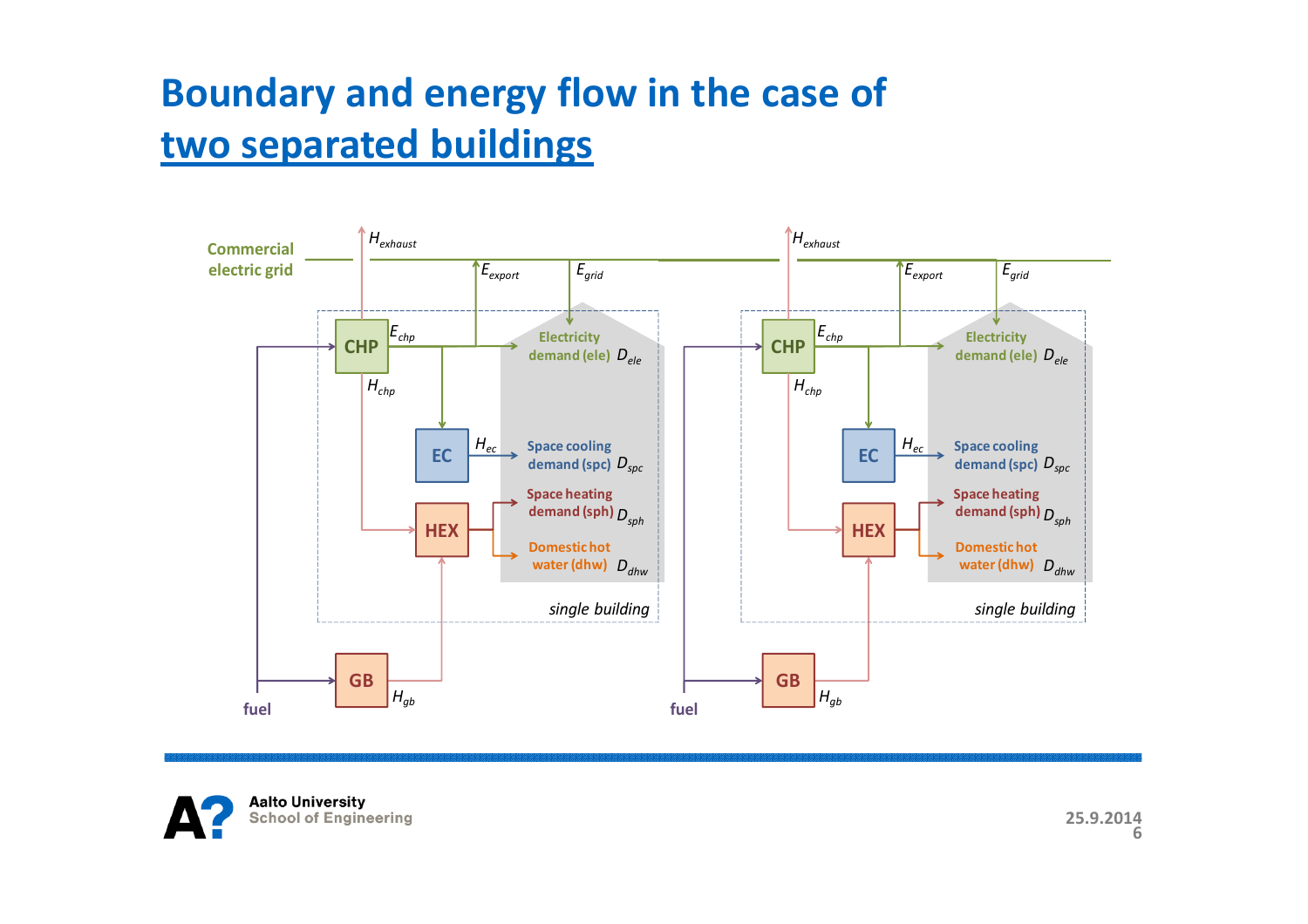# Boundary and energy flow in the case of two separated buildings

Commercial electric grid

$H_{exhaust}$ | $E_{export}$ | $E_{grid}$

CHP | $E_{chp}$ | $H_{chp}$

Electricity demand (ele) $D_{ele}$

EC | $H_{ec}$ | Space cooling demand (spc) $D_{spc}$

HEX | Space heating demand (sph) $D_{sph}$ | Domestic hot water (dhw) $D_{dhw}$

*single building*

GB | $H_{gb}$

fuel

$H_{exhaust}$ | $E_{export}$ | $E_{grid}$

CHP | $E_{chp}$ | $H_{chp}$

Electricity demand (ele) $D_{ele}$

EC | $H_{ec}$ | Space cooling demand (spc) $D_{spc}$

HEX | Space heating demand (sph) $D_{sph}$ | Domestic hot water (dhw) $D_{dhw}$

*single building*

GB | $H_{gb}$

fuel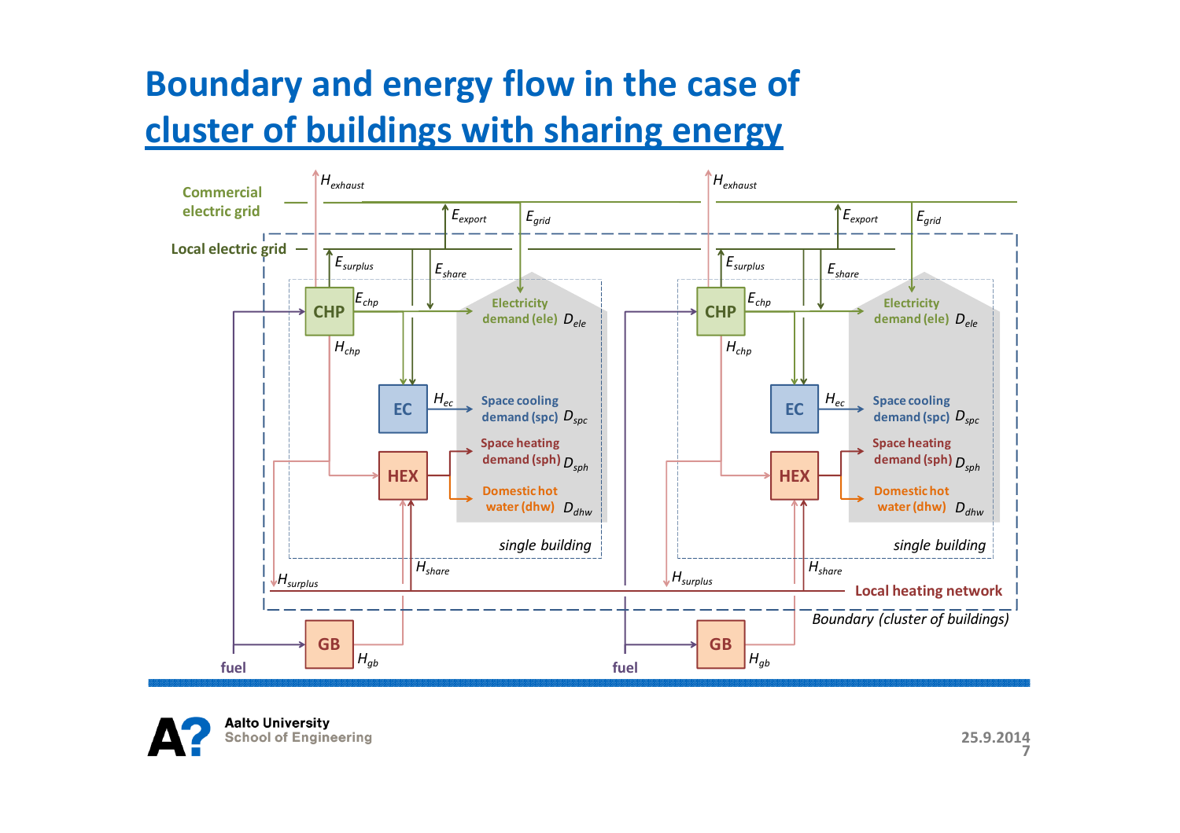# Boundary and energy flow in the case of cluster of buildings with sharing energy

Commercial electric grid

Local electric grid

$H_{exhaust}$ $E_{export}$ $E_{grid}$ $E_{surplus}$ $E_{share}$

CHP $E_{chp}$ Electricity demand (ele) $D_{ele}$

$H_{chp}$

EC $H_{ec}$ Space cooling demand (spc) $D_{spc}$

HEX Space heating demand (sph) $D_{sph}$

Domestic hot water (dhw) $D_{dhw}$

*single building*

$H_{surplus}$ $H_{share}$ Local heating network

*Boundary (cluster of buildings)*

fuel GB $H_{gb}$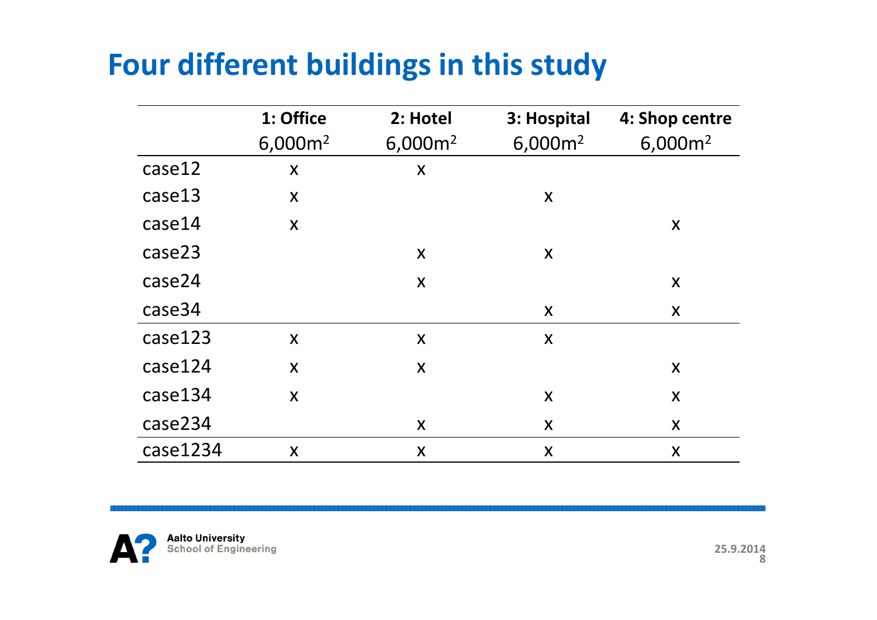# Four different buildings in this study

| | 1: Office<br>6,000m² | 2: Hotel<br>6,000m² | 3: Hospital<br>6,000m² | 4: Shop centre<br>6,000m² |
|---|---|---|---|---|
| case12 | x | x | | |
| case13 | x | | x | |
| case14 | x | | | x |
| case23 | | x | x | |
| case24 | | x | | x |
| case34 | | | x | x |
| case123 | x | x | x | |
| case124 | x | x | | x |
| case134 | x | | x | x |
| case234 | | x | x | x |
| case1234 | x | x | x | x |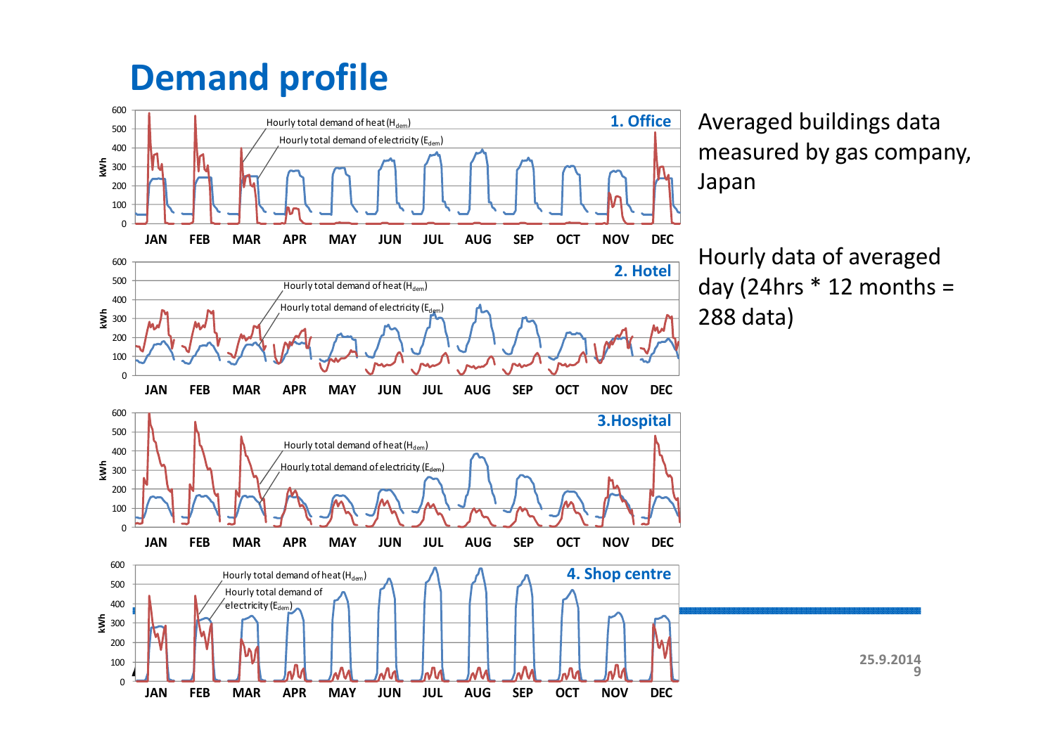# Demand profile

**1. Office**

Hourly total demand of heat ($H_{dem}$)

Hourly total demand of electricity ($E_{dem}$)

kWh: 0, 100, 200, 300, 400, 500, 600

JAN FEB MAR APR MAY JUN JUL AUG SEP OCT NOV DEC

**2. Hotel**

Hourly total demand of heat ($H_{dem}$)

Hourly total demand of electricity ($E_{dem}$)

kWh: 0, 100, 200, 300, 400, 500, 600

JAN FEB MAR APR MAY JUN JUL AUG SEP OCT NOV DEC

**3.Hospital**

Hourly total demand of heat ($H_{dem}$)

Hourly total demand of electricity ($E_{dem}$)

kWh: 0, 100, 200, 300, 400, 500, 600

JAN FEB MAR APR MAY JUN JUL AUG SEP OCT NOV DEC

**4. Shop centre**

Hourly total demand of heat ($H_{dem}$)

Hourly total demand of electricity ($E_{dem}$)

kWh: 0, 100, 200, 300, 400, 500, 600

JAN FEB MAR APR MAY JUN JUL AUG SEP OCT NOV DEC

Averaged buildings data measured by gas company, Japan

Hourly data of averaged day (24hrs * 12 months = 288 data)

25.9.2014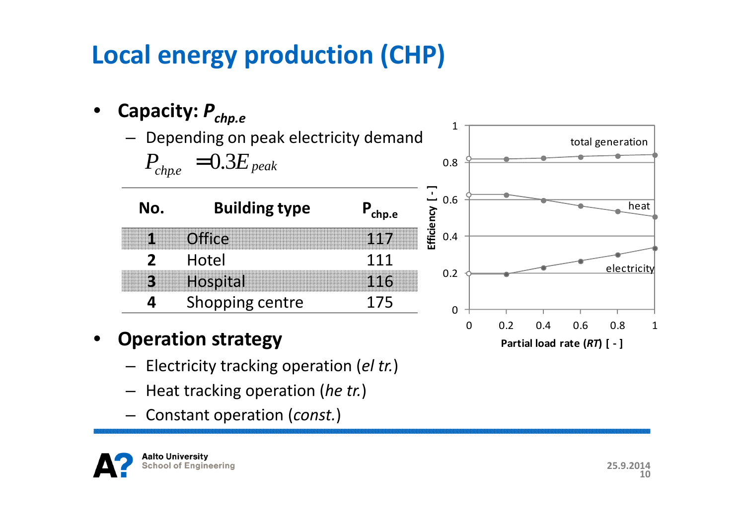# Local energy production (CHP)

- **Capacity: $P_{chp.e}$**
  - Depending on peak electricity demand

$$P_{chp.e} = 0.3E_{peak}$$

| No. | Building type | $P_{chp.e}$ |
|---|---|---|
| **1** | Office | 117 |
| **2** | Hotel | 111 |
| **3** | Hospital | 116 |
| **4** | Shopping centre | 175 |

- **Operation strategy**
  - Electricity tracking operation (*el tr.*)
  - Heat tracking operation (*he tr.*)
  - Constant operation (*const.*)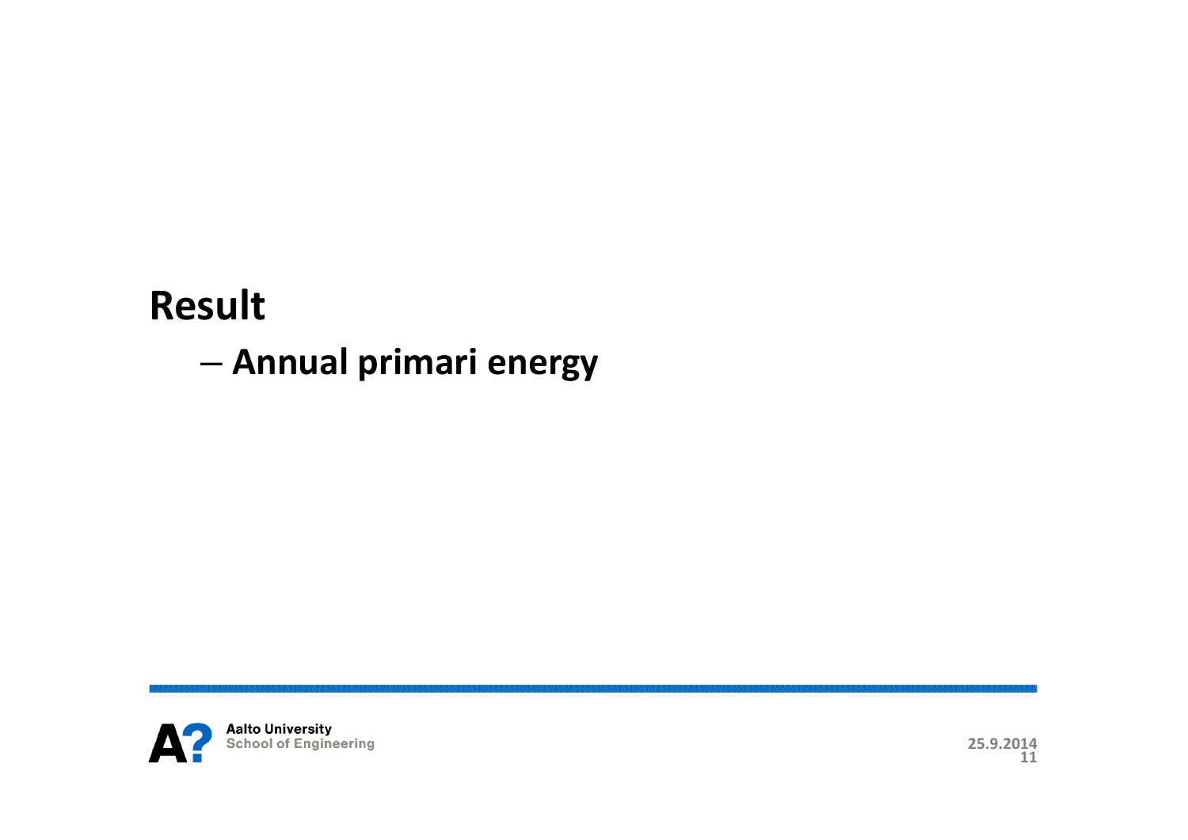# Result

– **Annual primari energy**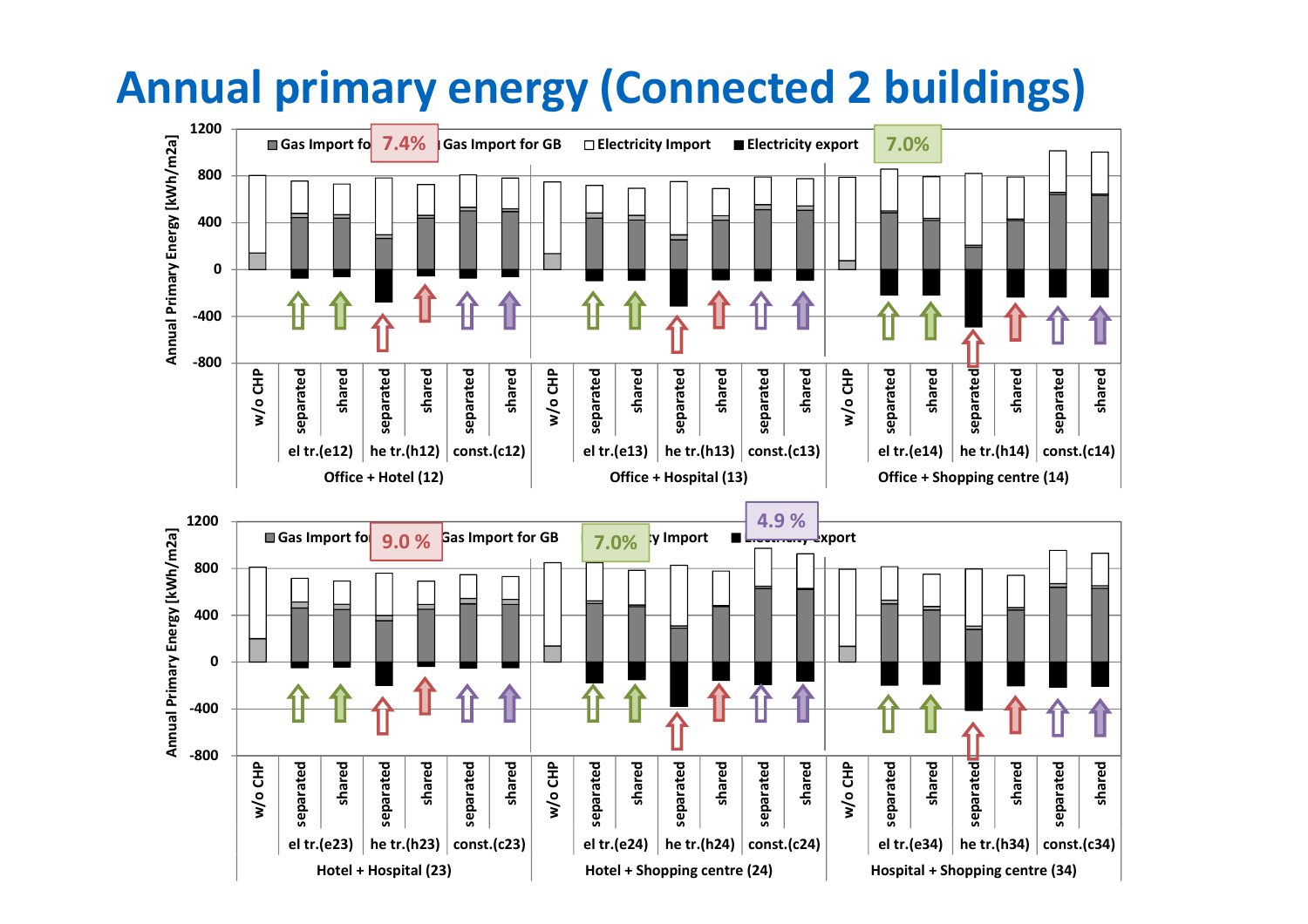# Annual primary energy (Connected 2 buildings)

Gas Import for CHP | Gas Import for GB | Electricity Import | Electricity export

Annual Primary Energy [kWh/m2a]

7.4% | 7.0%

w/o CHP | separated | shared | separated | shared | separated | shared

el tr.(e12) | he tr.(h12) | const.(c12) — Office + Hotel (12)

el tr.(e13) | he tr.(h13) | const.(c13) — Office + Hospital (13)

el tr.(e14) | he tr.(h14) | const.(c14) — Office + Shopping centre (14)

9.0 % | 7.0% | 4.9 %

el tr.(e23) | he tr.(h23) | const.(c23) — Hotel + Hospital (23)

el tr.(e24) | he tr.(h24) | const.(c24) — Hotel + Shopping centre (24)

el tr.(e34) | he tr.(h34) | const.(c34) — Hospital + Shopping centre (34)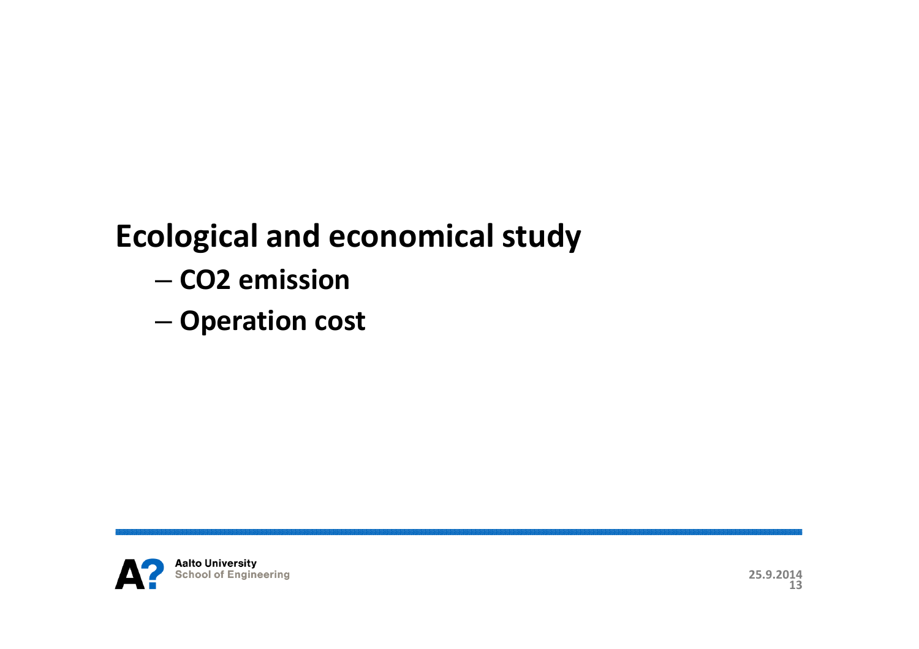## Ecological and economical study

- $CO_2$ emission
- Operation cost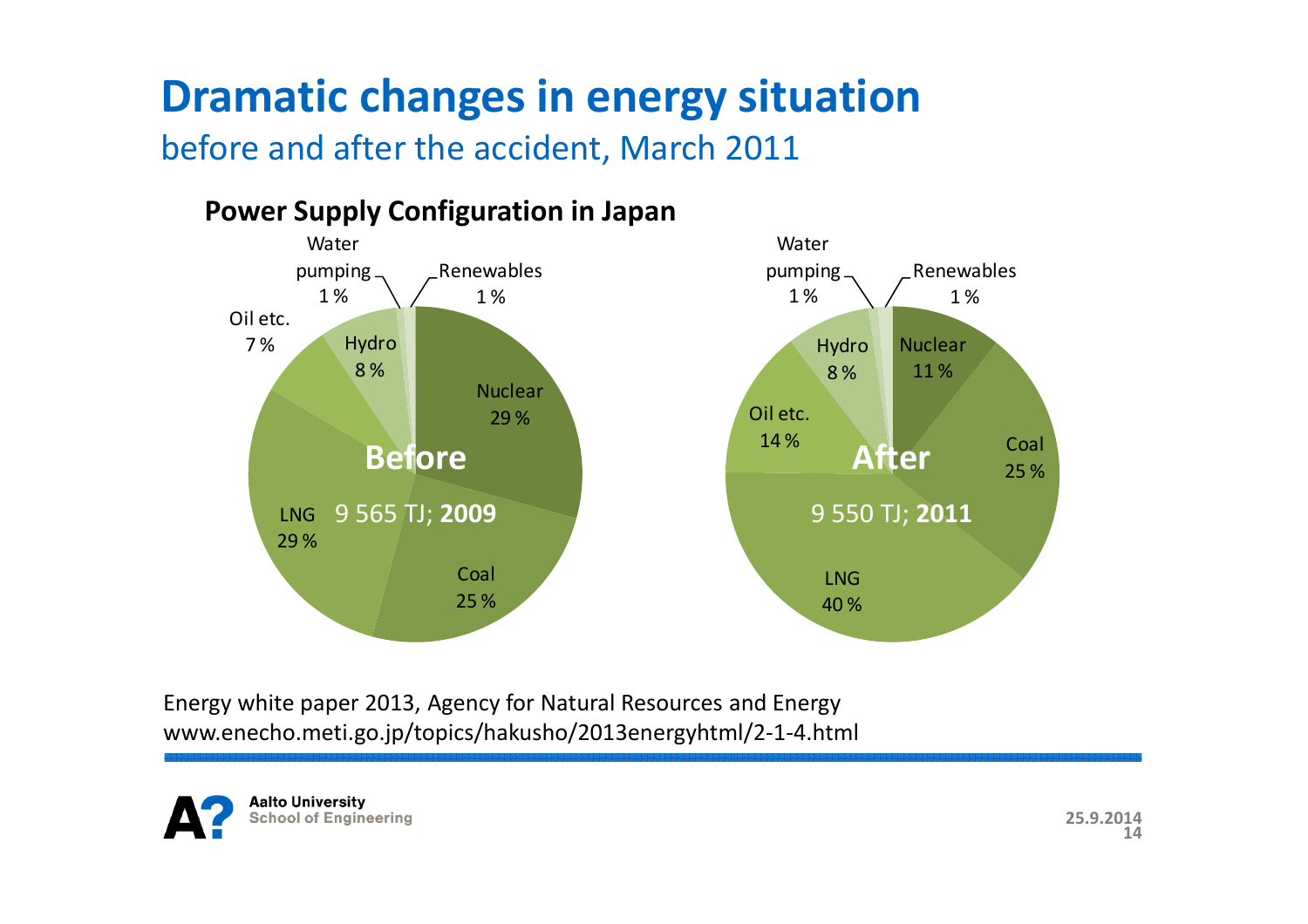# Dramatic changes in energy situation

before and after the accident, March 2011

**Power Supply Configuration in Japan**

| Source | Before (9 565 TJ; **2009**) | After (9 550 TJ; **2011**) |
|---|---|---|
| Nuclear | 29 % | 11 % |
| Coal | 25 % | 25 % |
| LNG | 29 % | 40 % |
| Oil etc. | 7 % | 14 % |
| Hydro | 8 % | 8 % |
| Water pumping | 1 % | 1 % |
| Renewables | 1 % | 1 % |

Energy white paper 2013, Agency for Natural Resources and Energy
www.enecho.meti.go.jp/topics/hakusho/2013energyhtml/2-1-4.html

Aalto University
School of Engineering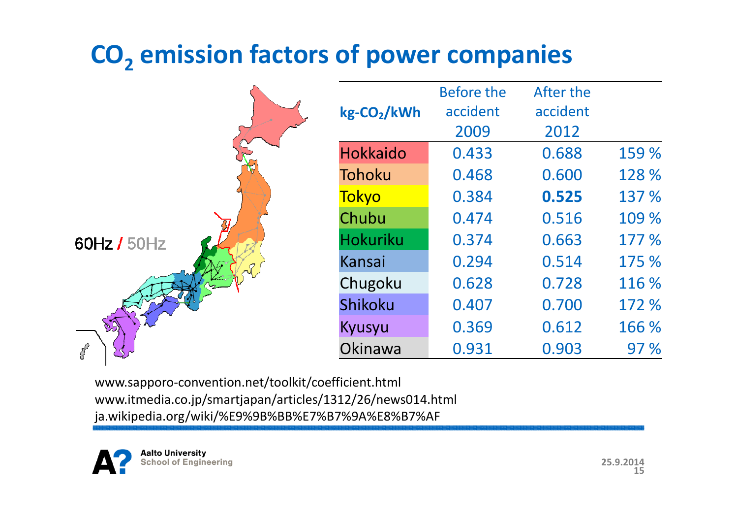# $CO_2$ emission factors of power companies

60Hz / 50Hz

| $kg\text{-}CO_2/kWh$ | Before the accident 2009 | After the accident 2012 | |
|---|---|---|---|
| Hokkaido | 0.433 | 0.688 | 159 % |
| Tohoku | 0.468 | 0.600 | 128 % |
| Tokyo | 0.384 | **0.525** | 137 % |
| Chubu | 0.474 | 0.516 | 109 % |
| Hokuriku | 0.374 | 0.663 | 177 % |
| Kansai | 0.294 | 0.514 | 175 % |
| Chugoku | 0.628 | 0.728 | 116 % |
| Shikoku | 0.407 | 0.700 | 172 % |
| Kyusyu | 0.369 | 0.612 | 166 % |
| Okinawa | 0.931 | 0.903 | 97 % |

www.sapporo-convention.net/toolkit/coefficient.html
www.itmedia.co.jp/smartjapan/articles/1312/26/news014.html
ja.wikipedia.org/wiki/%E9%9B%BB%E7%B7%9A%E8%B7%AF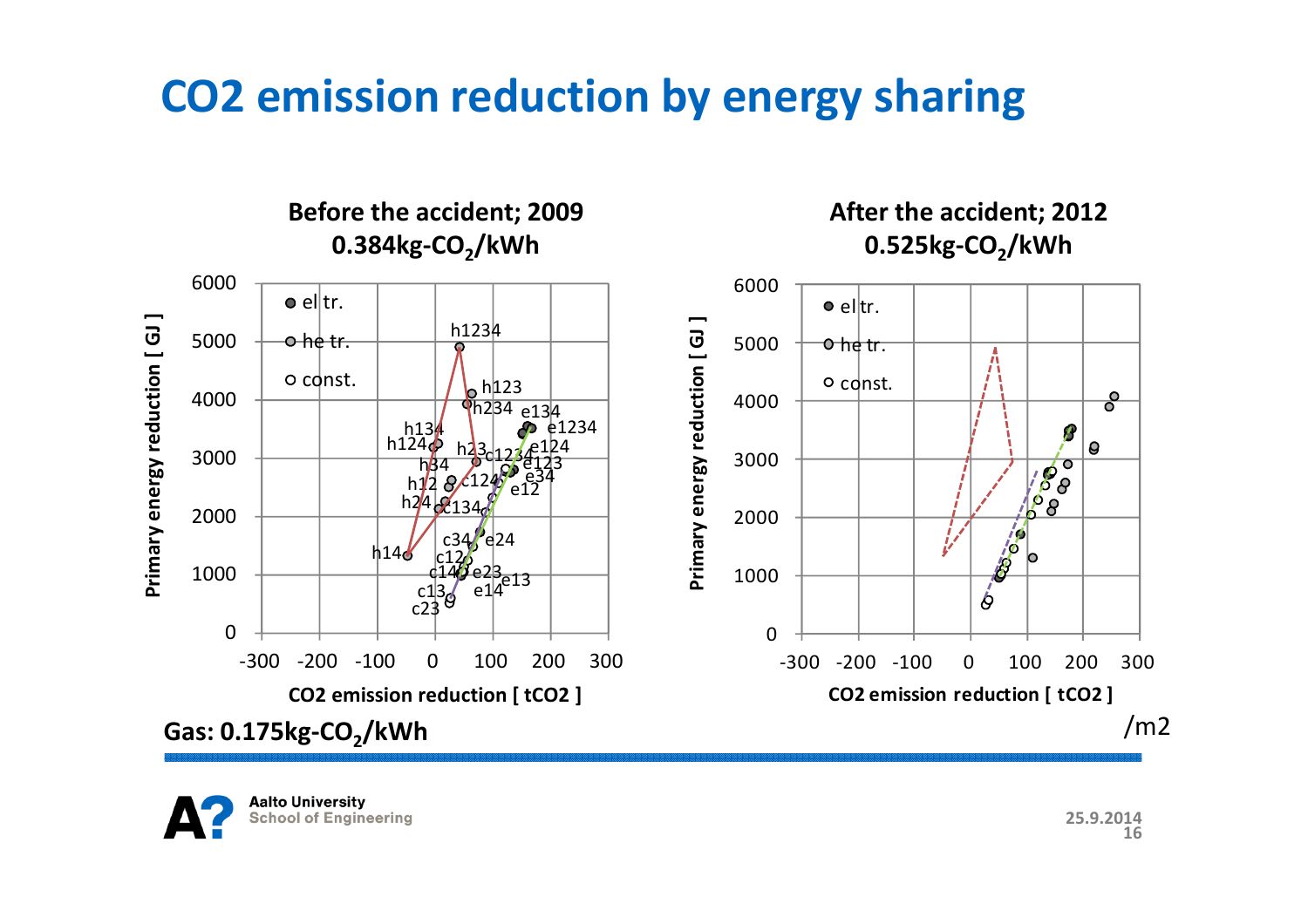# CO2 emission reduction by energy sharing

**Before the accident; 2009**
**0.384kg-$CO_2$/kWh**

**After the accident; 2012**
**0.525kg-$CO_2$/kWh**

**Gas: 0.175kg-$CO_2$/kWh**

/m2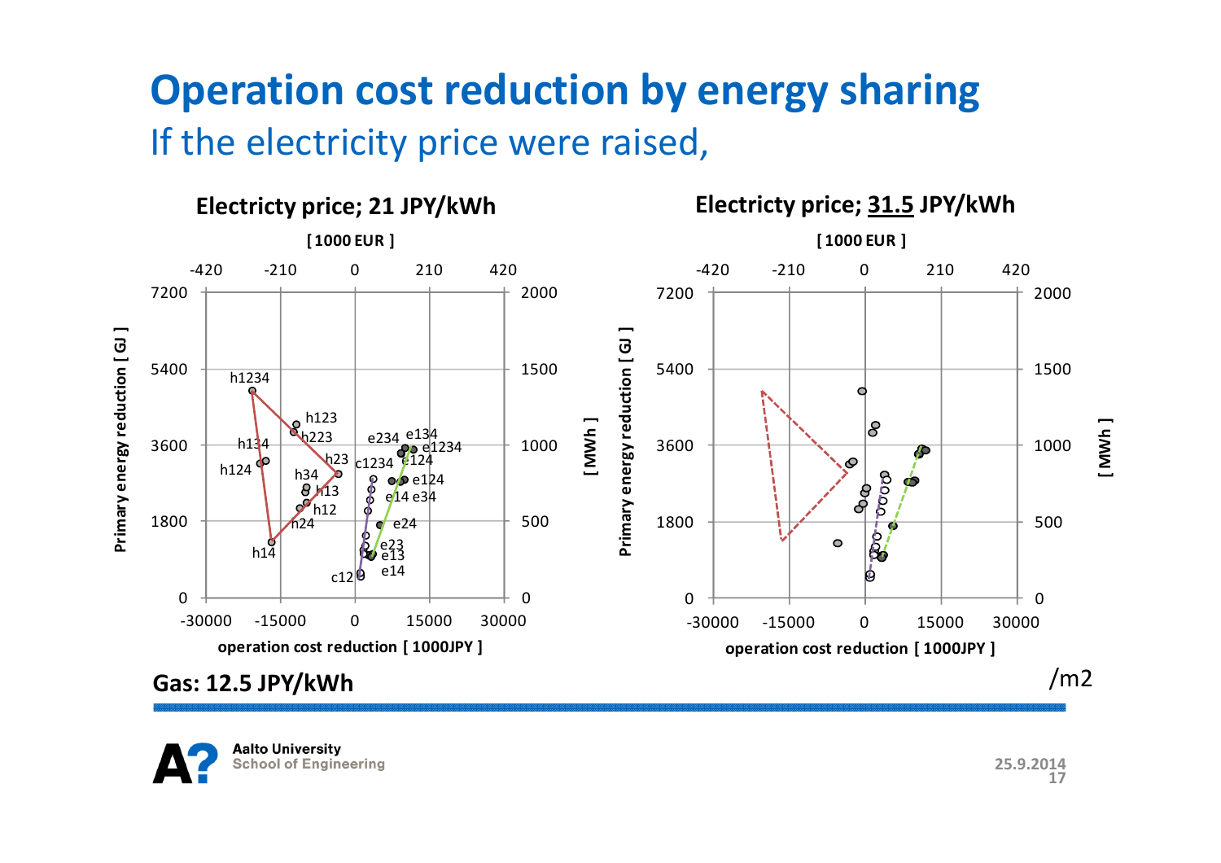# Operation cost reduction by energy sharing

## If the electricity price were raised,

**Electricty price; 21 JPY/kWh**

[ 1000 EUR ]

-420 -210 0 210 420

Primary energy reduction [ GJ ]

7200, 5400, 3600, 1800, 0

[ MWh ]

2000, 1500, 1000, 500, 0

h1234, h123, h223, h134, h124, h23, h34, h13, h12, h24, h14, c1234, c12, e234, e134, e1234, e124, e14, e34, e24, e23, e13, e14

-30000 -15000 0 15000 30000

operation cost reduction [ 1000JPY ]

**Electricty price; 31.5 JPY/kWh**

[ 1000 EUR ]

-420 -210 0 210 420

Primary energy reduction [ GJ ]

7200, 5400, 3600, 1800, 0

[ MWh ]

2000, 1500, 1000, 500, 0

-30000 -15000 0 15000 30000

operation cost reduction [ 1000JPY ]

**Gas: 12.5 JPY/kWh**

/m2

25.9.2014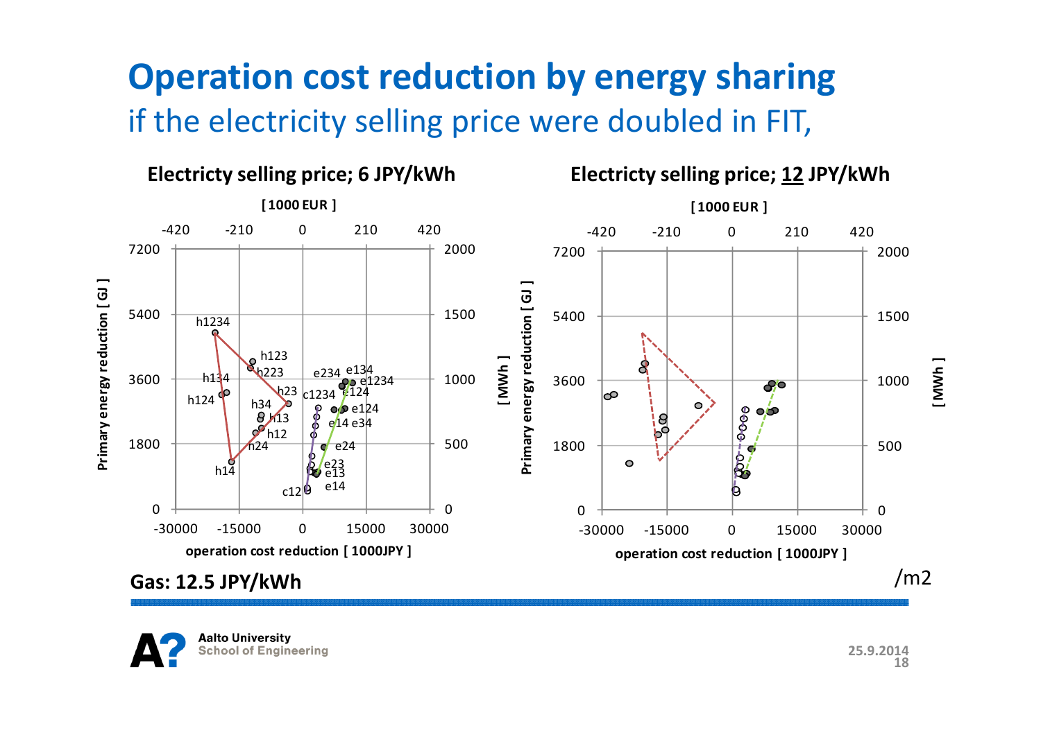# Operation cost reduction by energy sharing

## if the electricity selling price were doubled in FIT,

**Electricty selling price; 6 JPY/kWh**

[ 1000 EUR ]

-420 -210 0 210 420

7200 5400 3600 1800 0

2000 1500 1000 500 0

Primary energy reduction [ GJ ]

[ MWh ]

h1234, h123, h223, h134, h23, h124, h34, h13, h12, h24, h14, c1234, c12, e234, e134, e1234, e124, e124, e14 e34, e24, e23, e13, e14

-30000 -15000 0 15000 30000

operation cost reduction [ 1000JPY ]

**Electricty selling price; <u>12</u> JPY/kWh**

[ 1000 EUR ]

-420 -210 0 210 420

7200 5400 3600 1800 0

2000 1500 1000 500 0

Primary energy reduction [ GJ ]

[ MWh ]

-30000 -15000 0 15000 30000

operation cost reduction [ 1000JPY ]

**Gas: 12.5 JPY/kWh**

/m2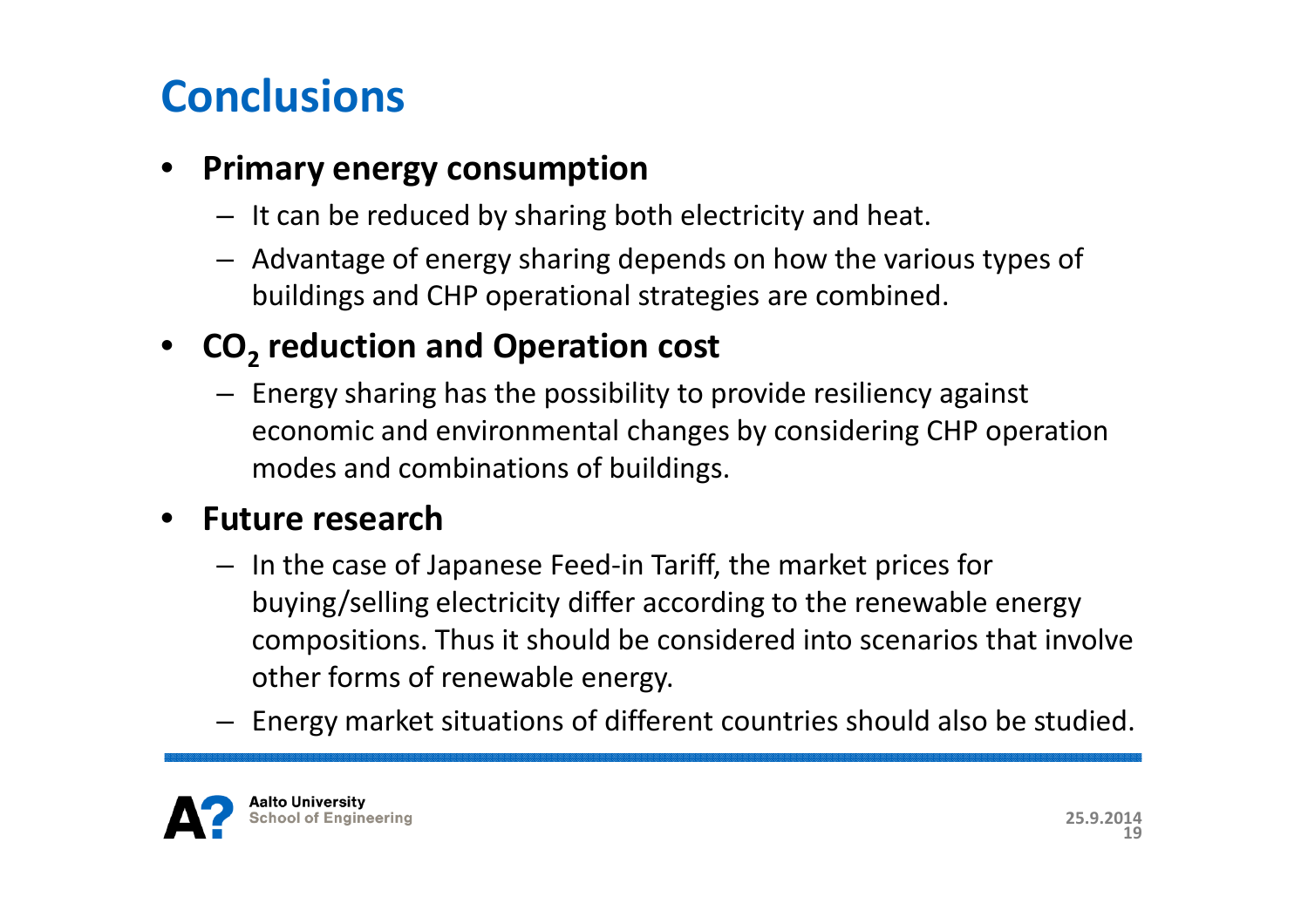# Conclusions

- **Primary energy consumption**
  - It can be reduced by sharing both electricity and heat.
  - Advantage of energy sharing depends on how the various types of buildings and CHP operational strategies are combined.
- **$CO_2$ reduction and Operation cost**
  - Energy sharing has the possibility to provide resiliency against economic and environmental changes by considering CHP operation modes and combinations of buildings.
- **Future research**
  - In the case of Japanese Feed-in Tariff, the market prices for buying/selling electricity differ according to the renewable energy compositions. Thus it should be considered into scenarios that involve other forms of renewable energy.
  - Energy market situations of different countries should also be studied.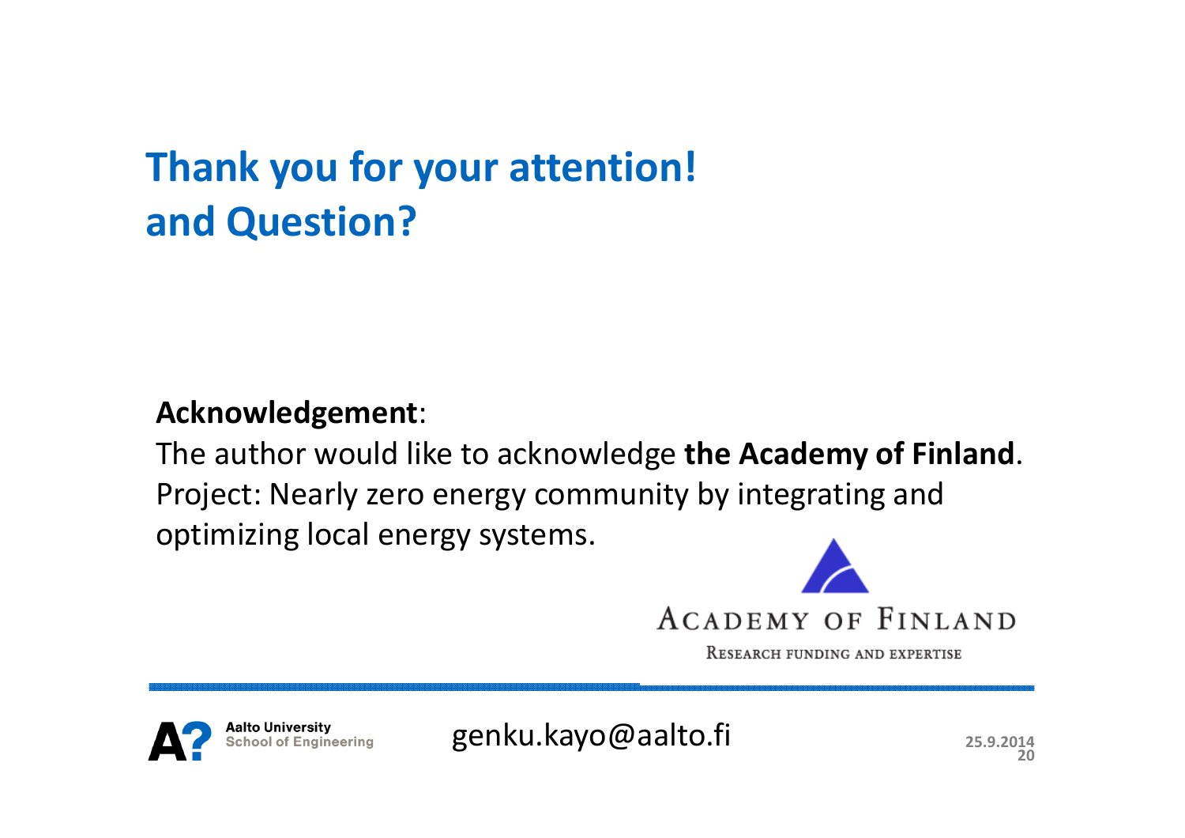# Thank you for your attention! and Question?

**Acknowledgement**:
The author would like to acknowledge **the Academy of Finland**.
Project: Nearly zero energy community by integrating and optimizing local energy systems.

Academy of Finland
Research funding and expertise

genku.kayo@aalto.fi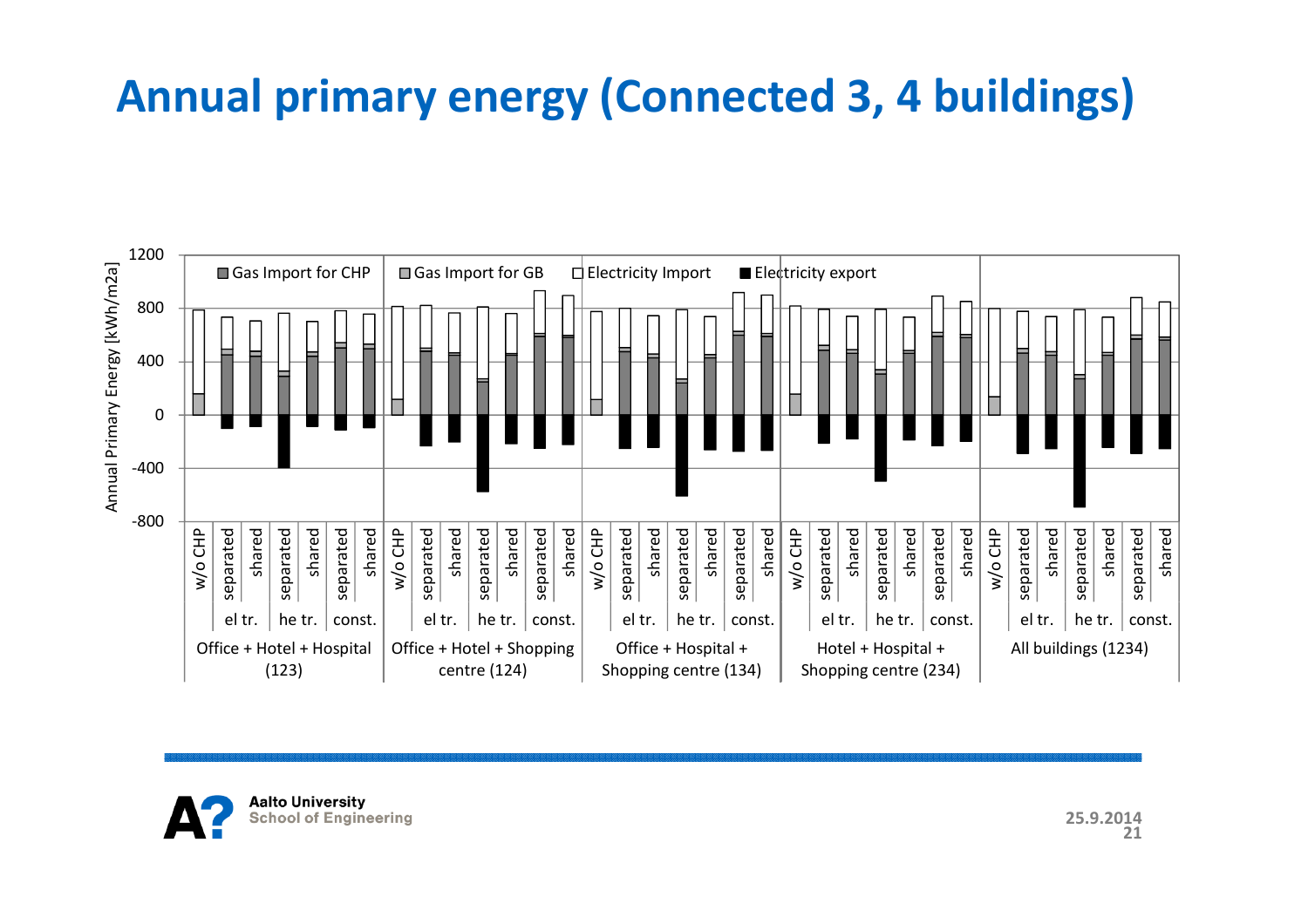# Annual primary energy (Connected 3, 4 buildings)

Annual Primary Energy [kWh/m2a]

1200
800
400
0
-400
-800

Gas Import for CHP
Gas Import for GB
Electricity Import
Electricity export

w/o CHP
separated
shared
separated
shared
separated
shared

el tr.
he tr.
const.

Office + Hotel + Hospital (123)

Office + Hotel + Shopping centre (124)

Office + Hospital + Shopping centre (134)

Hotel + Hospital + Shopping centre (234)

All buildings (1234)